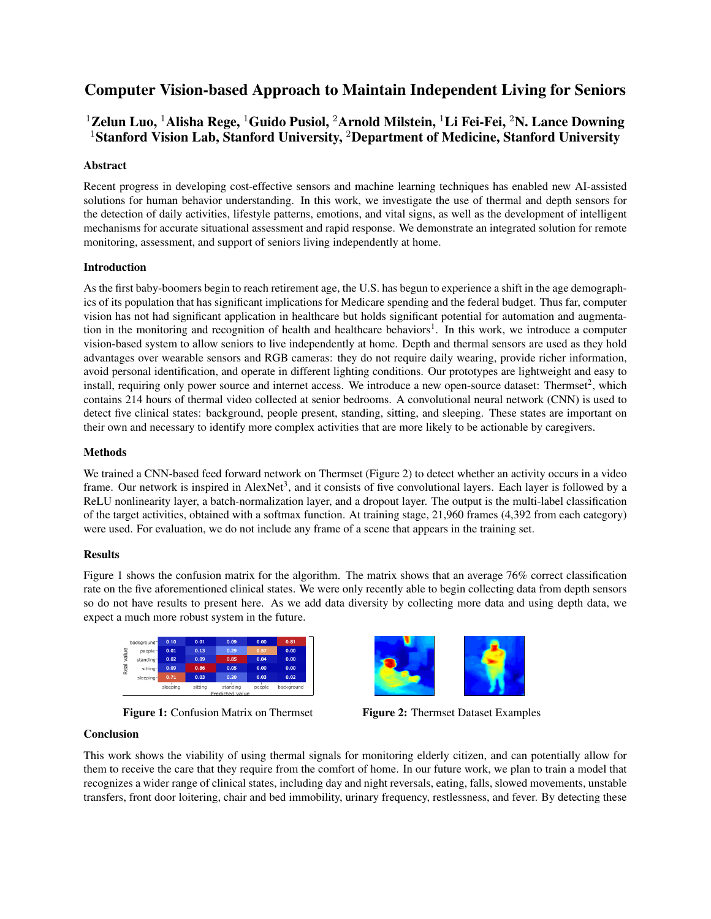# Computer Vision-based Approach to Maintain Independent Living for Seniors

**[1]Zelun Luo, [1]Alisha Rege, [1]Guido Pusiol, [2]Arnold Milstein, [1]Li Fei-Fei, [2]N. Lance Downing**
**[1]Stanford Vision Lab, Stanford University, [2]Department of Medicine, Stanford University**

## Abstract

Recent progress in developing cost-effective sensors and machine learning techniques has enabled new AI-assisted solutions for human behavior understanding. In this work, we investigate the use of thermal and depth sensors for the detection of daily activities, lifestyle patterns, emotions, and vital signs, as well as the development of intelligent mechanisms for accurate situational assessment and rapid response. We demonstrate an integrated solution for remote monitoring, assessment, and support of seniors living independently at home.

## Introduction

As the first baby-boomers begin to reach retirement age, the U.S. has begun to experience a shift in the age demographics of its population that has significant implications for Medicare spending and the federal budget. Thus far, computer vision has not had significant application in healthcare but holds significant potential for automation and augmentation in the monitoring and recognition of health and healthcare behaviors[1]. In this work, we introduce a computer vision-based system to allow seniors to live independently at home. Depth and thermal sensors are used as they hold advantages over wearable sensors and RGB cameras: they do not require daily wearing, provide richer information, avoid personal identification, and operate in different lighting conditions. Our prototypes are lightweight and easy to install, requiring only power source and internet access. We introduce a new open-source dataset: Thermset[2], which contains 214 hours of thermal video collected at senior bedrooms. A convolutional neural network (CNN) is used to detect five clinical states: background, people present, standing, sitting, and sleeping. These states are important on their own and necessary to identify more complex activities that are more likely to be actionable by caregivers.

## Methods

We trained a CNN-based feed forward network on Thermset (Figure 2) to detect whether an activity occurs in a video frame. Our network is inspired in AlexNet[3], and it consists of five convolutional layers. Each layer is followed by a ReLU nonlinearity layer, a batch-normalization layer, and a dropout layer. The output is the multi-label classification of the target activities, obtained with a softmax function. At training stage, 21,960 frames (4,392 from each category) were used. For evaluation, we do not include any frame of a scene that appears in the training set.

## Results

Figure 1 shows the confusion matrix for the algorithm. The matrix shows that an average 76% correct classification rate on the five aforementioned clinical states. We were only recently able to begin collecting data from depth sensors so do not have results to present here. As we add data diversity by collecting more data and using depth data, we expect a much more robust system in the future.

| Real value \ Predicted value | sleeping | sitting | standing | people | background |
|---|---|---|---|---|---|
| background | 0.10 | 0.01 | 0.09 | 0.00 | 0.81 |
| people | 0.01 | 0.13 | 0.29 | 0.57 | 0.00 |
| standing | 0.02 | 0.09 | 0.85 | 0.04 | 0.00 |
| sitting | 0.09 | 0.86 | 0.05 | 0.00 | 0.00 |
| sleeping | 0.71 | 0.03 | 0.20 | 0.03 | 0.02 |

**Figure 1:** Confusion Matrix on Thermset

**Figure 2:** Thermset Dataset Examples

## Conclusion

This work shows the viability of using thermal signals for monitoring elderly citizen, and can potentially allow for them to receive the care that they require from the comfort of home. In our future work, we plan to train a model that recognizes a wider range of clinical states, including day and night reversals, eating, falls, slowed movements, unstable transfers, front door loitering, chair and bed immobility, urinary frequency, restlessness, and fever. By detecting these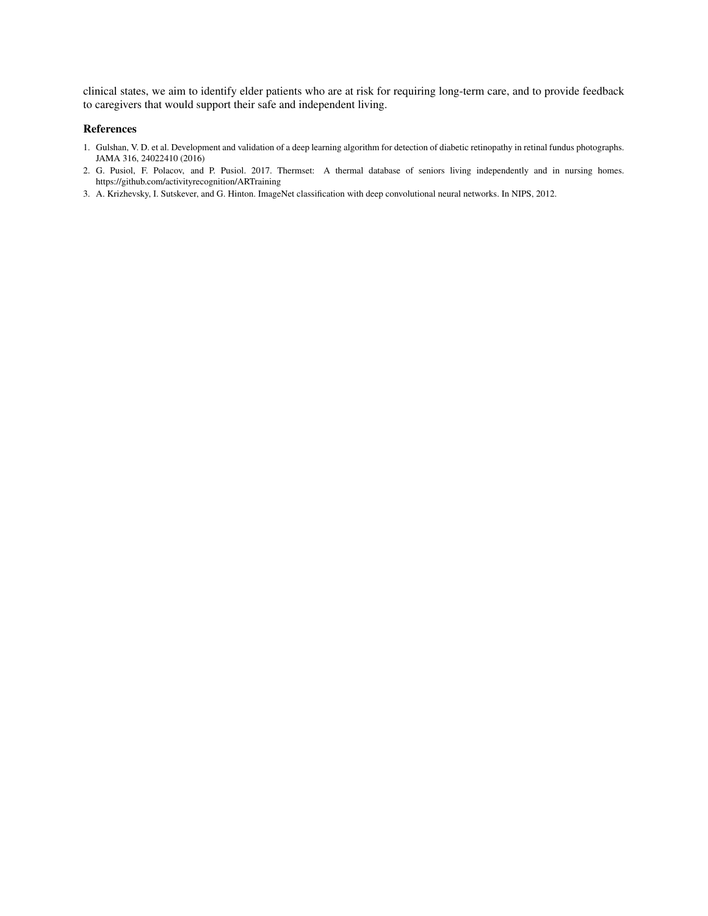clinical states, we aim to identify elder patients who are at risk for requiring long-term care, and to provide feedback to caregivers that would support their safe and independent living.

### References

1. Gulshan, V. D. et al. Development and validation of a deep learning algorithm for detection of diabetic retinopathy in retinal fundus photographs. JAMA 316, 24022410 (2016)
2. G. Pusiol, F. Polacov, and P. Pusiol. 2017. Thermset: A thermal database of seniors living independently and in nursing homes. https://github.com/activityrecognition/ARTraining
3. A. Krizhevsky, I. Sutskever, and G. Hinton. ImageNet classification with deep convolutional neural networks. In NIPS, 2012.